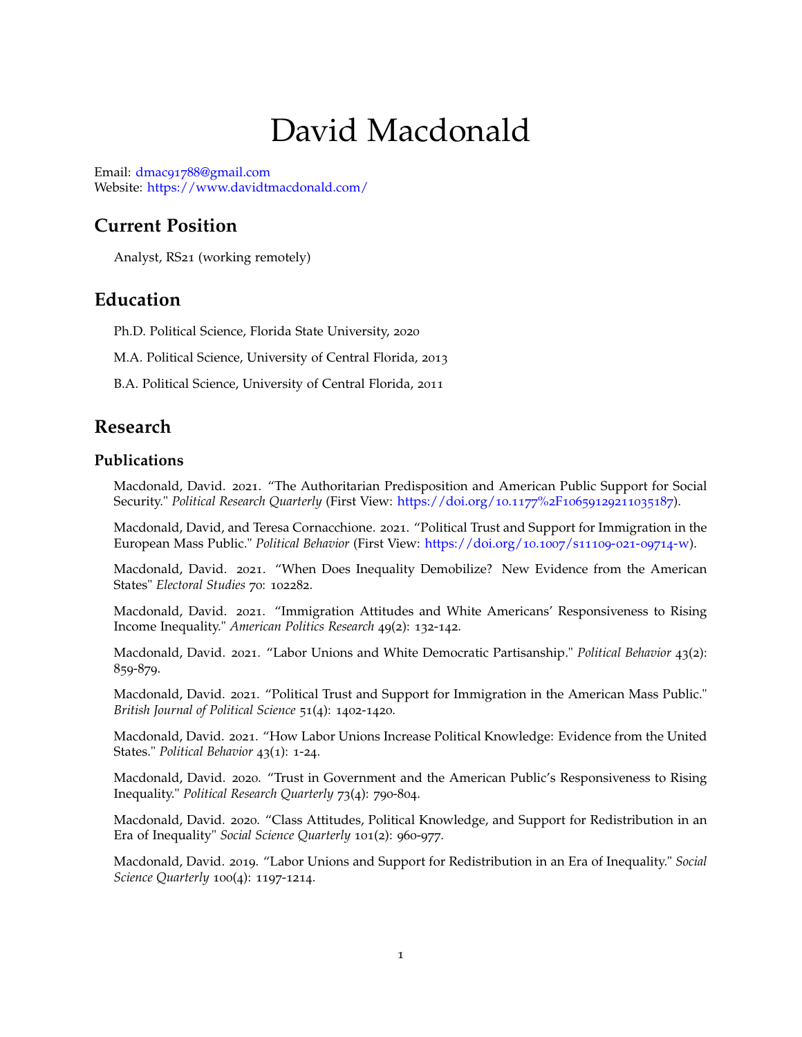# David Macdonald

Email: dmac91788@gmail.com
Website: https://www.davidtmacdonald.com/

## Current Position

Analyst, RS21 (working remotely)

## Education

Ph.D. Political Science, Florida State University, 2020

M.A. Political Science, University of Central Florida, 2013

B.A. Political Science, University of Central Florida, 2011

## Research

### Publications

Macdonald, David. 2021. "The Authoritarian Predisposition and American Public Support for Social Security." *Political Research Quarterly* (First View: https://doi.org/10.1177%2F10659129211035187).

Macdonald, David, and Teresa Cornacchione. 2021. "Political Trust and Support for Immigration in the European Mass Public." *Political Behavior* (First View: https://doi.org/10.1007/s11109-021-09714-w).

Macdonald, David. 2021. "When Does Inequality Demobilize? New Evidence from the American States" *Electoral Studies* 70: 102282.

Macdonald, David. 2021. "Immigration Attitudes and White Americans' Responsiveness to Rising Income Inequality." *American Politics Research* 49(2): 132-142.

Macdonald, David. 2021. "Labor Unions and White Democratic Partisanship." *Political Behavior* 43(2): 859-879.

Macdonald, David. 2021. "Political Trust and Support for Immigration in the American Mass Public." *British Journal of Political Science* 51(4): 1402-1420.

Macdonald, David. 2021. "How Labor Unions Increase Political Knowledge: Evidence from the United States." *Political Behavior* 43(1): 1-24.

Macdonald, David. 2020. "Trust in Government and the American Public's Responsiveness to Rising Inequality." *Political Research Quarterly* 73(4): 790-804.

Macdonald, David. 2020. "Class Attitudes, Political Knowledge, and Support for Redistribution in an Era of Inequality" *Social Science Quarterly* 101(2): 960-977.

Macdonald, David. 2019. "Labor Unions and Support for Redistribution in an Era of Inequality." *Social Science Quarterly* 100(4): 1197-1214.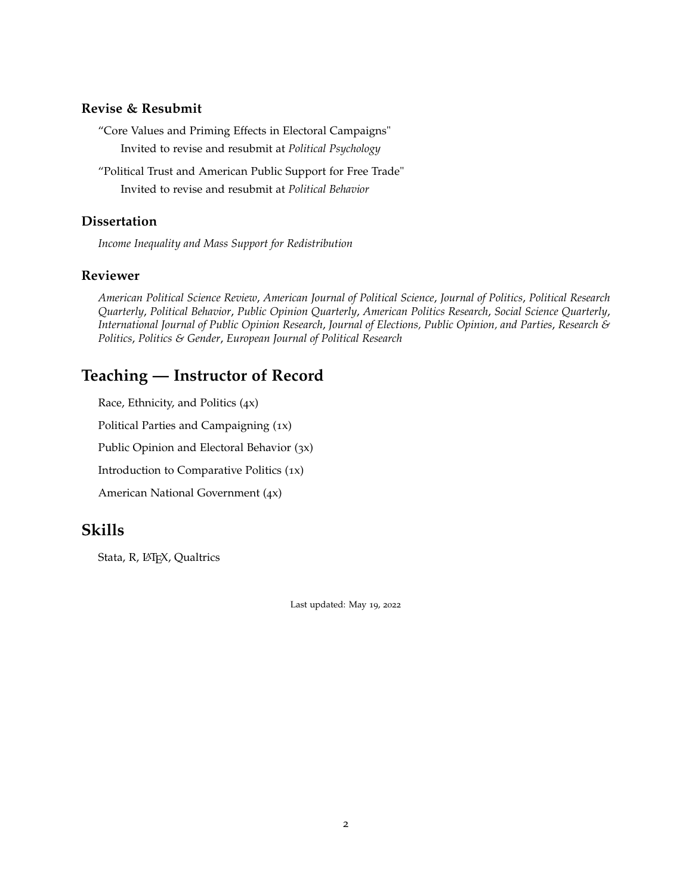### Revise & Resubmit

"Core Values and Priming Effects in Electoral Campaigns"
Invited to revise and resubmit at *Political Psychology*

"Political Trust and American Public Support for Free Trade"
Invited to revise and resubmit at *Political Behavior*

### Dissertation

*Income Inequality and Mass Support for Redistribution*

### Reviewer

*American Political Science Review*, *American Journal of Political Science*, *Journal of Politics*, *Political Research Quarterly*, *Political Behavior*, *Public Opinion Quarterly*, *American Politics Research*, *Social Science Quarterly*, *International Journal of Public Opinion Research*, *Journal of Elections, Public Opinion, and Parties*, *Research & Politics*, *Politics & Gender*, *European Journal of Political Research*

## Teaching — Instructor of Record

Race, Ethnicity, and Politics (4x)

Political Parties and Campaigning (1x)

Public Opinion and Electoral Behavior (3x)

Introduction to Comparative Politics (1x)

American National Government (4x)

## Skills

Stata, R, LaTeX, Qualtrics

Last updated: May 19, 2022